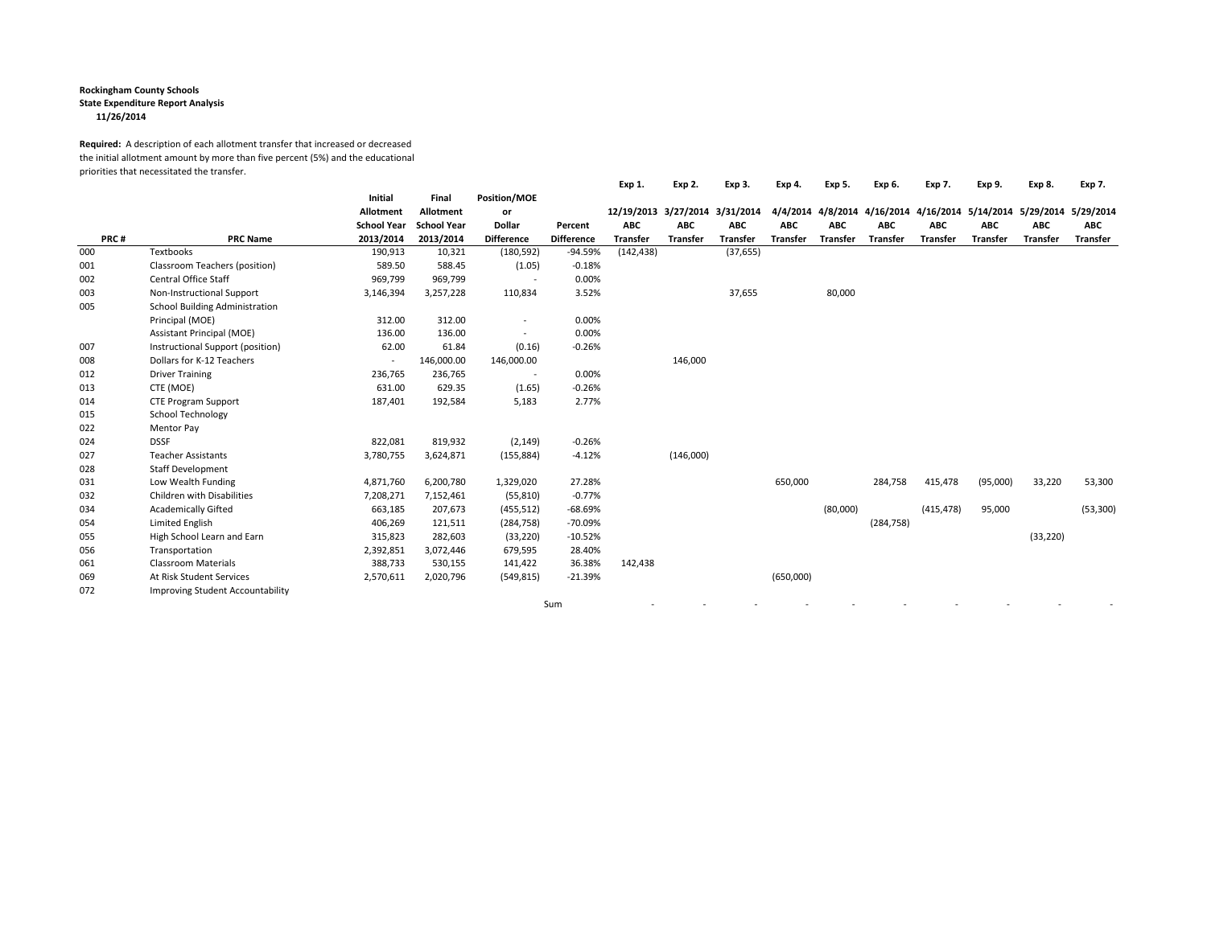**Rockingham County Schools**
**State Expenditure Report Analysis**
**11/26/2014**

**Required:** A description of each allotment transfer that increased or decreased the initial allotment amount by more than five percent (5%) and the educational priorities that necessitated the transfer.

| PRC # | PRC Name | Initial Allotment School Year 2013/2014 | Final Allotment School Year 2013/2014 | Position/MOE or Dollar Difference | Percent Difference | Exp 1. 12/19/2013 ABC Transfer | Exp 2. 3/27/2014 ABC Transfer | Exp 3. 3/31/2014 ABC Transfer | Exp 4. 4/4/2014 ABC Transfer | Exp 5. 4/8/2014 ABC Transfer | Exp 6. 4/16/2014 ABC Transfer | Exp 7. 4/16/2014 ABC Transfer | Exp 9. 5/14/2014 ABC Transfer | Exp 8. 5/29/2014 ABC Transfer | Exp 7. 5/29/2014 ABC Transfer |
|---|---|---|---|---|---|---|---|---|---|---|---|---|---|---|---|
| 000 | Textbooks | 190,913 | 10,321 | (180,592) | -94.59% | (142,438) | | (37,655) | | | | | | | |
| 001 | Classroom Teachers (position) | 589.50 | 588.45 | (1.05) | -0.18% | | | | | | | | | | |
| 002 | Central Office Staff | 969,799 | 969,799 | - | 0.00% | | | | | | | | | | |
| 003 | Non-Instructional Support | 3,146,394 | 3,257,228 | 110,834 | 3.52% | | | 37,655 | | 80,000 | | | | | |
| 005 | School Building Administration | | | | | | | | | | | | | | |
| | Principal (MOE) | 312.00 | 312.00 | - | 0.00% | | | | | | | | | | |
| | Assistant Principal (MOE) | 136.00 | 136.00 | - | 0.00% | | | | | | | | | | |
| 007 | Instructional Support (position) | 62.00 | 61.84 | (0.16) | -0.26% | | | | | | | | | | |
| 008 | Dollars for K-12 Teachers | - | 146,000.00 | 146,000.00 | | | 146,000 | | | | | | | | |
| 012 | Driver Training | 236,765 | 236,765 | - | 0.00% | | | | | | | | | | |
| 013 | CTE (MOE) | 631.00 | 629.35 | (1.65) | -0.26% | | | | | | | | | | |
| 014 | CTE Program Support | 187,401 | 192,584 | 5,183 | 2.77% | | | | | | | | | | |
| 015 | School Technology | | | | | | | | | | | | | | |
| 022 | Mentor Pay | | | | | | | | | | | | | | |
| 024 | DSSF | 822,081 | 819,932 | (2,149) | -0.26% | | | | | | | | | | |
| 027 | Teacher Assistants | 3,780,755 | 3,624,871 | (155,884) | -4.12% | | (146,000) | | | | | | | | |
| 028 | Staff Development | | | | | | | | | | | | | | |
| 031 | Low Wealth Funding | 4,871,760 | 6,200,780 | 1,329,020 | 27.28% | | | | 650,000 | | 284,758 | 415,478 | (95,000) | 33,220 | 53,300 |
| 032 | Children with Disabilities | 7,208,271 | 7,152,461 | (55,810) | -0.77% | | | | | | | | | | |
| 034 | Academically Gifted | 663,185 | 207,673 | (455,512) | -68.69% | | | | | (80,000) | | (415,478) | 95,000 | | (53,300) |
| 054 | Limited English | 406,269 | 121,511 | (284,758) | -70.09% | | | | | | (284,758) | | | | |
| 055 | High School Learn and Earn | 315,823 | 282,603 | (33,220) | -10.52% | | | | | | | | | (33,220) | |
| 056 | Transportation | 2,392,851 | 3,072,446 | 679,595 | 28.40% | | | | | | | | | | |
| 061 | Classroom Materials | 388,733 | 530,155 | 141,422 | 36.38% | 142,438 | | | | | | | | | |
| 069 | At Risk Student Services | 2,570,611 | 2,020,796 | (549,815) | -21.39% | | | | (650,000) | | | | | | |
| 072 | Improving Student Accountability | | | | | | | | | | | | | | |
| | | | | Sum | | - | - | - | - | - | - | - | - | - | - |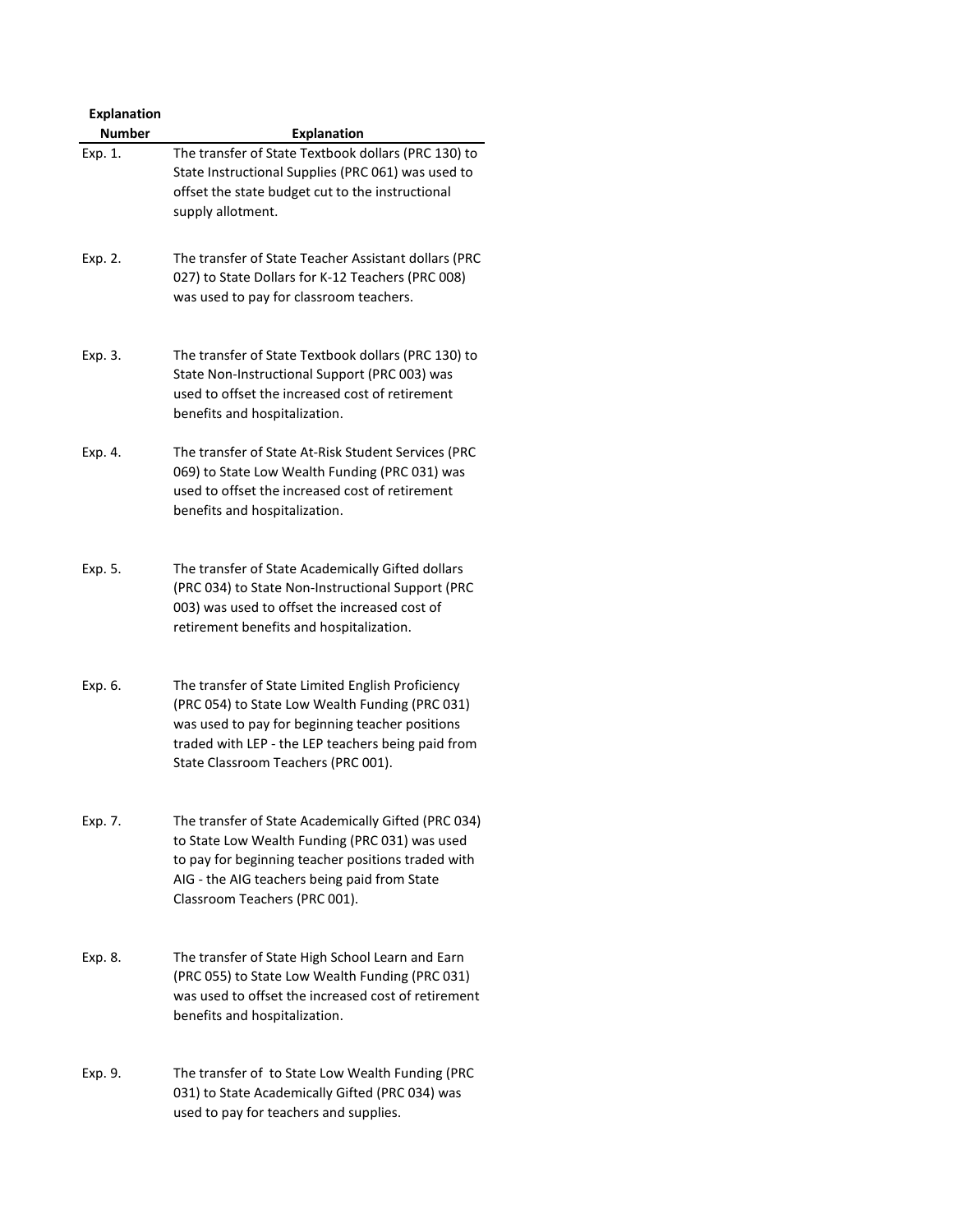| Explanation Number | Explanation |
|---|---|
| Exp. 1. | The transfer of State Textbook dollars (PRC 130) to State Instructional Supplies (PRC 061) was used to offset the state budget cut to the instructional supply allotment. |
| Exp. 2. | The transfer of State Teacher Assistant dollars (PRC 027) to State Dollars for K-12 Teachers (PRC 008) was used to pay for classroom teachers. |
| Exp. 3. | The transfer of State Textbook dollars (PRC 130) to State Non-Instructional Support (PRC 003) was used to offset the increased cost of retirement benefits and hospitalization. |
| Exp. 4. | The transfer of State At-Risk Student Services (PRC 069) to State Low Wealth Funding (PRC 031) was used to offset the increased cost of retirement benefits and hospitalization. |
| Exp. 5. | The transfer of State Academically Gifted dollars (PRC 034) to State Non-Instructional Support (PRC 003) was used to offset the increased cost of retirement benefits and hospitalization. |
| Exp. 6. | The transfer of State Limited English Proficiency (PRC 054) to State Low Wealth Funding (PRC 031) was used to pay for beginning teacher positions traded with LEP - the LEP teachers being paid from State Classroom Teachers (PRC 001). |
| Exp. 7. | The transfer of State Academically Gifted (PRC 034) to State Low Wealth Funding (PRC 031) was used to pay for beginning teacher positions traded with AIG - the AIG teachers being paid from State Classroom Teachers (PRC 001). |
| Exp. 8. | The transfer of State High School Learn and Earn (PRC 055) to State Low Wealth Funding (PRC 031) was used to offset the increased cost of retirement benefits and hospitalization. |
| Exp. 9. | The transfer of  to State Low Wealth Funding (PRC 031) to State Academically Gifted (PRC 034) was used to pay for teachers and supplies. |